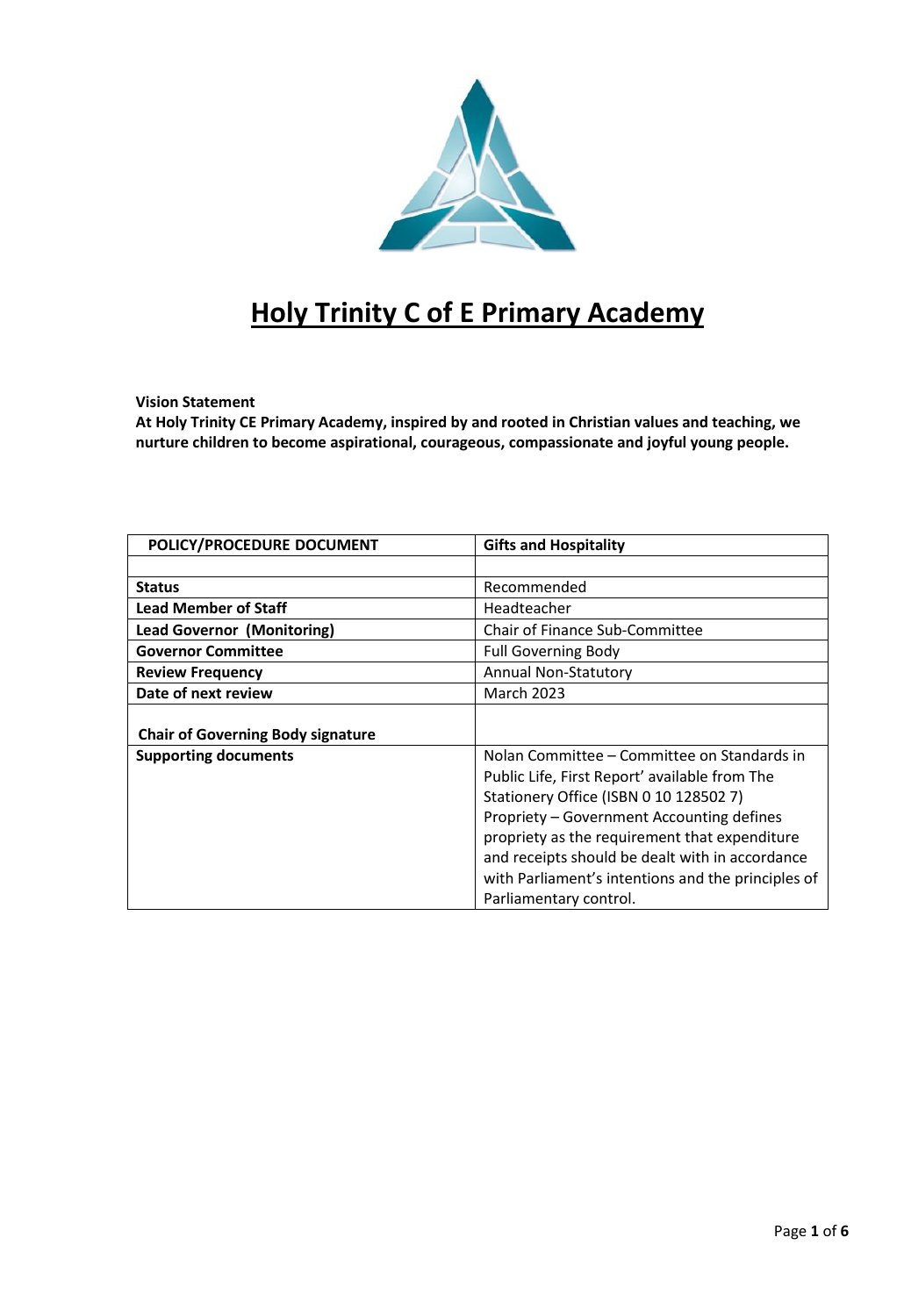# Holy Trinity C of E Primary Academy

**Vision Statement**

**At Holy Trinity CE Primary Academy, inspired by and rooted in Christian values and teaching, we nurture children to become aspirational, courageous, compassionate and joyful young people.**

| POLICY/PROCEDURE DOCUMENT | Gifts and Hospitality |
|---|---|
| | |
| **Status** | Recommended |
| **Lead Member of Staff** | Headteacher |
| **Lead Governor (Monitoring)** | Chair of Finance Sub-Committee |
| **Governor Committee** | Full Governing Body |
| **Review Frequency** | Annual Non-Statutory |
| **Date of next review** | March 2023 |
| **Chair of Governing Body signature** | |
| **Supporting documents** | Nolan Committee – Committee on Standards in Public Life, First Report' available from The Stationery Office (ISBN 0 10 128502 7) Propriety – Government Accounting defines propriety as the requirement that expenditure and receipts should be dealt with in accordance with Parliament's intentions and the principles of Parliamentary control. |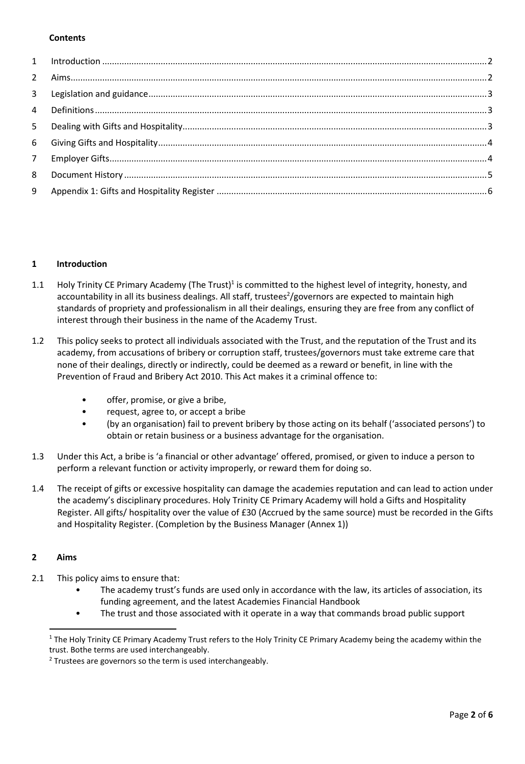**Contents**

| | | |
|---|---|---|
| 1 | Introduction | 2 |
| 2 | Aims | 2 |
| 3 | Legislation and guidance | 3 |
| 4 | Definitions | 3 |
| 5 | Dealing with Gifts and Hospitality | 3 |
| 6 | Giving Gifts and Hospitality | 4 |
| 7 | Employer Gifts | 4 |
| 8 | Document History | 5 |
| 9 | Appendix 1: Gifts and Hospitality Register | 6 |

## 1 Introduction

1.1 Holy Trinity CE Primary Academy (The Trust)[1] is committed to the highest level of integrity, honesty, and accountability in all its business dealings. All staff, trustees[2]/governors are expected to maintain high standards of propriety and professionalism in all their dealings, ensuring they are free from any conflict of interest through their business in the name of the Academy Trust.

1.2 This policy seeks to protect all individuals associated with the Trust, and the reputation of the Trust and its academy, from accusations of bribery or corruption staff, trustees/governors must take extreme care that none of their dealings, directly or indirectly, could be deemed as a reward or benefit, in line with the Prevention of Fraud and Bribery Act 2010. This Act makes it a criminal offence to:

- offer, promise, or give a bribe,
- request, agree to, or accept a bribe
- (by an organisation) fail to prevent bribery by those acting on its behalf ('associated persons') to obtain or retain business or a business advantage for the organisation.

1.3 Under this Act, a bribe is 'a financial or other advantage' offered, promised, or given to induce a person to perform a relevant function or activity improperly, or reward them for doing so.

1.4 The receipt of gifts or excessive hospitality can damage the academies reputation and can lead to action under the academy's disciplinary procedures. Holy Trinity CE Primary Academy will hold a Gifts and Hospitality Register. All gifts/ hospitality over the value of £30 (Accrued by the same source) must be recorded in the Gifts and Hospitality Register. (Completion by the Business Manager (Annex 1))

## 2 Aims

2.1 This policy aims to ensure that:

- The academy trust's funds are used only in accordance with the law, its articles of association, its funding agreement, and the latest Academies Financial Handbook
- The trust and those associated with it operate in a way that commands broad public support

[1] The Holy Trinity CE Primary Academy Trust refers to the Holy Trinity CE Primary Academy being the academy within the trust. Bothe terms are used interchangeably.

[2] Trustees are governors so the term is used interchangeably.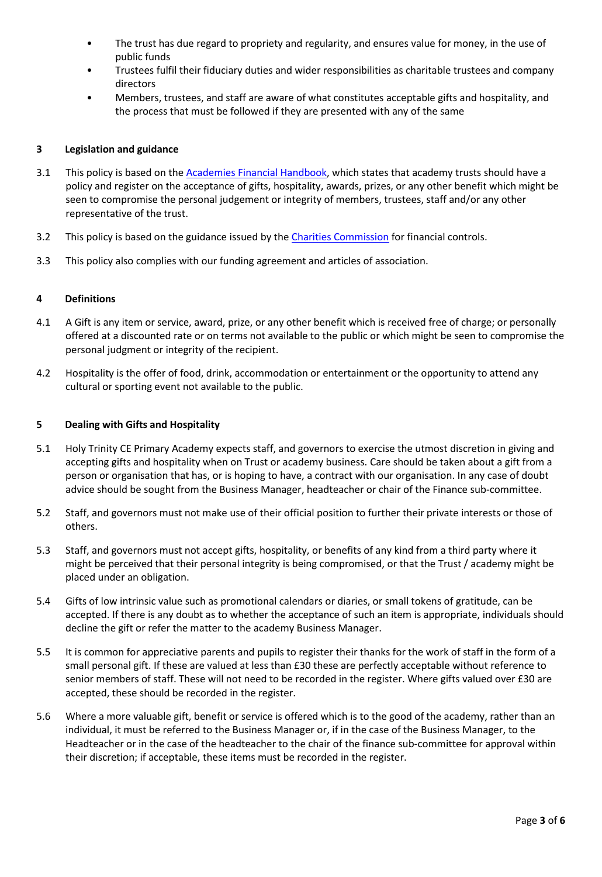- The trust has due regard to propriety and regularity, and ensures value for money, in the use of public funds
- Trustees fulfil their fiduciary duties and wider responsibilities as charitable trustees and company directors
- Members, trustees, and staff are aware of what constitutes acceptable gifts and hospitality, and the process that must be followed if they are presented with any of the same

## 3 Legislation and guidance

3.1 This policy is based on the Academies Financial Handbook, which states that academy trusts should have a policy and register on the acceptance of gifts, hospitality, awards, prizes, or any other benefit which might be seen to compromise the personal judgement or integrity of members, trustees, staff and/or any other representative of the trust.

3.2 This policy is based on the guidance issued by the Charities Commission for financial controls.

3.3 This policy also complies with our funding agreement and articles of association.

## 4 Definitions

4.1 A Gift is any item or service, award, prize, or any other benefit which is received free of charge; or personally offered at a discounted rate or on terms not available to the public or which might be seen to compromise the personal judgment or integrity of the recipient.

4.2 Hospitality is the offer of food, drink, accommodation or entertainment or the opportunity to attend any cultural or sporting event not available to the public.

## 5 Dealing with Gifts and Hospitality

5.1 Holy Trinity CE Primary Academy expects staff, and governors to exercise the utmost discretion in giving and accepting gifts and hospitality when on Trust or academy business. Care should be taken about a gift from a person or organisation that has, or is hoping to have, a contract with our organisation. In any case of doubt advice should be sought from the Business Manager, headteacher or chair of the Finance sub-committee.

5.2 Staff, and governors must not make use of their official position to further their private interests or those of others.

5.3 Staff, and governors must not accept gifts, hospitality, or benefits of any kind from a third party where it might be perceived that their personal integrity is being compromised, or that the Trust / academy might be placed under an obligation.

5.4 Gifts of low intrinsic value such as promotional calendars or diaries, or small tokens of gratitude, can be accepted. If there is any doubt as to whether the acceptance of such an item is appropriate, individuals should decline the gift or refer the matter to the academy Business Manager.

5.5 It is common for appreciative parents and pupils to register their thanks for the work of staff in the form of a small personal gift. If these are valued at less than £30 these are perfectly acceptable without reference to senior members of staff. These will not need to be recorded in the register. Where gifts valued over £30 are accepted, these should be recorded in the register.

5.6 Where a more valuable gift, benefit or service is offered which is to the good of the academy, rather than an individual, it must be referred to the Business Manager or, if in the case of the Business Manager, to the Headteacher or in the case of the headteacher to the chair of the finance sub-committee for approval within their discretion; if acceptable, these items must be recorded in the register.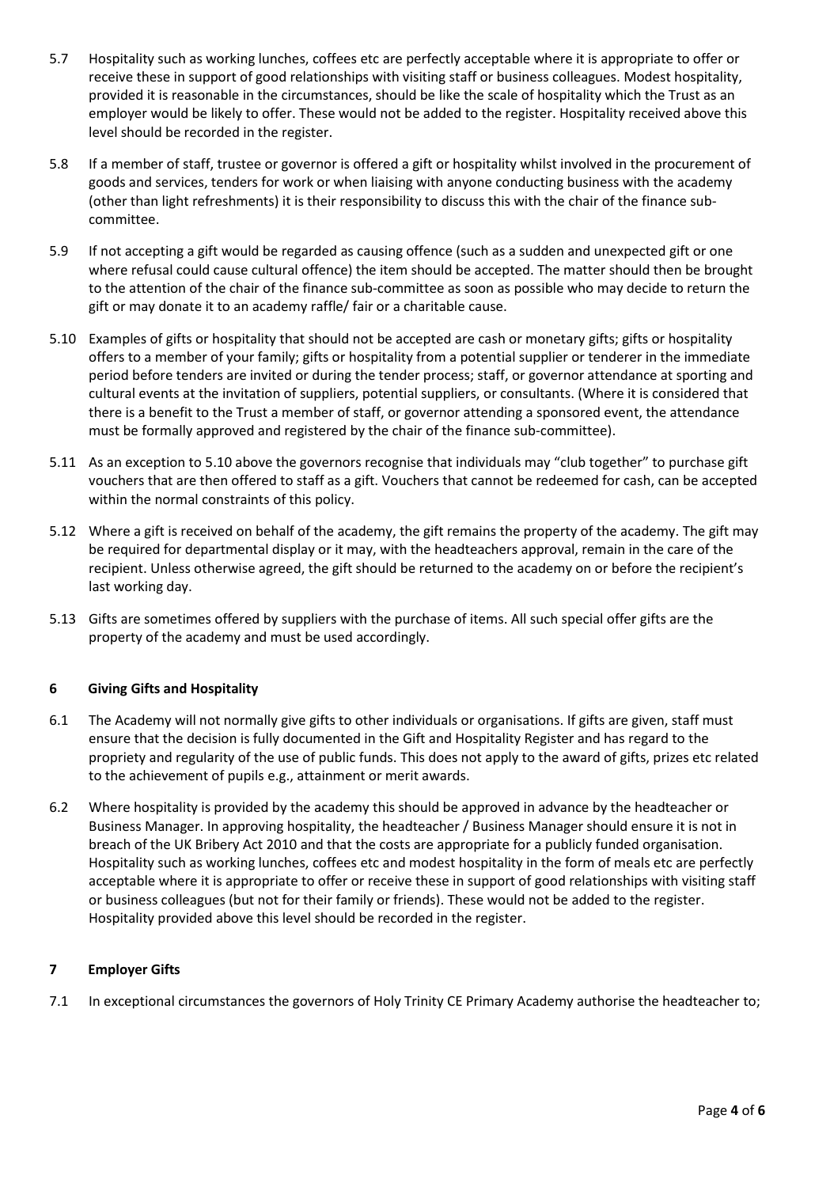5.7 Hospitality such as working lunches, coffees etc are perfectly acceptable where it is appropriate to offer or receive these in support of good relationships with visiting staff or business colleagues. Modest hospitality, provided it is reasonable in the circumstances, should be like the scale of hospitality which the Trust as an employer would be likely to offer. These would not be added to the register. Hospitality received above this level should be recorded in the register.

5.8 If a member of staff, trustee or governor is offered a gift or hospitality whilst involved in the procurement of goods and services, tenders for work or when liaising with anyone conducting business with the academy (other than light refreshments) it is their responsibility to discuss this with the chair of the finance sub-committee.

5.9 If not accepting a gift would be regarded as causing offence (such as a sudden and unexpected gift or one where refusal could cause cultural offence) the item should be accepted. The matter should then be brought to the attention of the chair of the finance sub-committee as soon as possible who may decide to return the gift or may donate it to an academy raffle/ fair or a charitable cause.

5.10 Examples of gifts or hospitality that should not be accepted are cash or monetary gifts; gifts or hospitality offers to a member of your family; gifts or hospitality from a potential supplier or tenderer in the immediate period before tenders are invited or during the tender process; staff, or governor attendance at sporting and cultural events at the invitation of suppliers, potential suppliers, or consultants. (Where it is considered that there is a benefit to the Trust a member of staff, or governor attending a sponsored event, the attendance must be formally approved and registered by the chair of the finance sub-committee).

5.11 As an exception to 5.10 above the governors recognise that individuals may "club together" to purchase gift vouchers that are then offered to staff as a gift. Vouchers that cannot be redeemed for cash, can be accepted within the normal constraints of this policy.

5.12 Where a gift is received on behalf of the academy, the gift remains the property of the academy. The gift may be required for departmental display or it may, with the headteachers approval, remain in the care of the recipient. Unless otherwise agreed, the gift should be returned to the academy on or before the recipient's last working day.

5.13 Gifts are sometimes offered by suppliers with the purchase of items. All such special offer gifts are the property of the academy and must be used accordingly.

## 6 Giving Gifts and Hospitality

6.1 The Academy will not normally give gifts to other individuals or organisations. If gifts are given, staff must ensure that the decision is fully documented in the Gift and Hospitality Register and has regard to the propriety and regularity of the use of public funds. This does not apply to the award of gifts, prizes etc related to the achievement of pupils e.g., attainment or merit awards.

6.2 Where hospitality is provided by the academy this should be approved in advance by the headteacher or Business Manager. In approving hospitality, the headteacher / Business Manager should ensure it is not in breach of the UK Bribery Act 2010 and that the costs are appropriate for a publicly funded organisation. Hospitality such as working lunches, coffees etc and modest hospitality in the form of meals etc are perfectly acceptable where it is appropriate to offer or receive these in support of good relationships with visiting staff or business colleagues (but not for their family or friends). These would not be added to the register. Hospitality provided above this level should be recorded in the register.

## 7 Employer Gifts

7.1 In exceptional circumstances the governors of Holy Trinity CE Primary Academy authorise the headteacher to;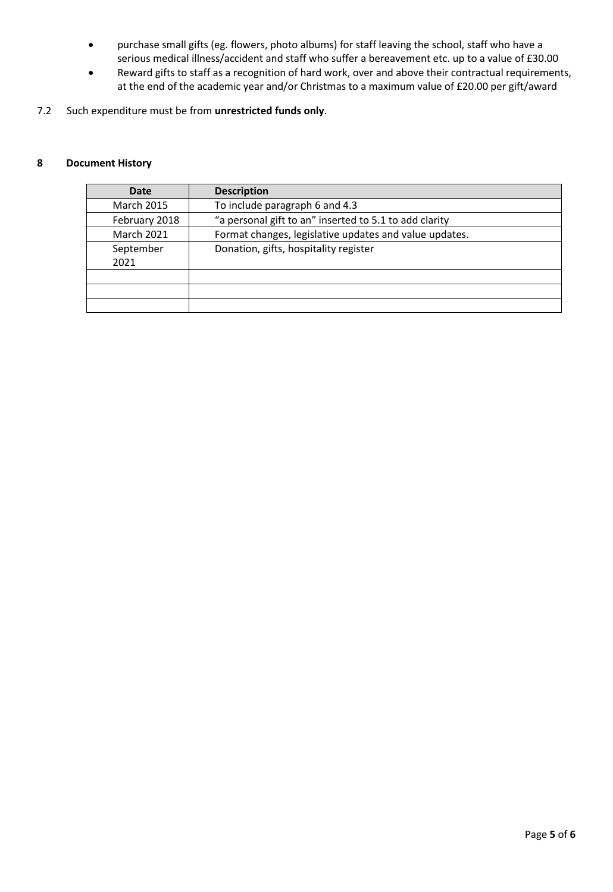- purchase small gifts (eg. flowers, photo albums) for staff leaving the school, staff who have a serious medical illness/accident and staff who suffer a bereavement etc. up to a value of £30.00
- Reward gifts to staff as a recognition of hard work, over and above their contractual requirements, at the end of the academic year and/or Christmas to a maximum value of £20.00 per gift/award

7.2 Such expenditure must be from **unrestricted funds only**.

## 8 Document History

| Date | Description |
|---|---|
| March 2015 | To include paragraph 6 and 4.3 |
| February 2018 | "a personal gift to an" inserted to 5.1 to add clarity |
| March 2021 | Format changes, legislative updates and value updates. |
| September 2021 | Donation, gifts, hospitality register |
| | |
| | |
| | |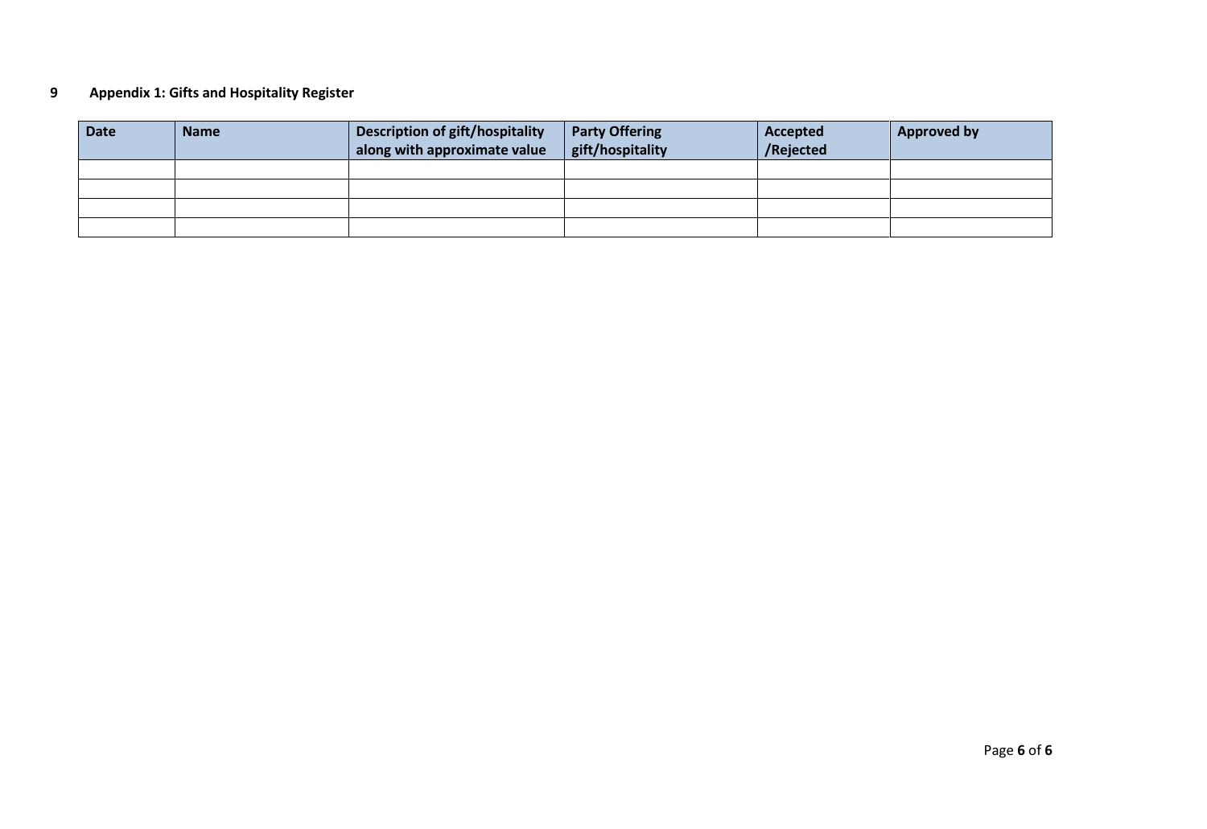## 9 Appendix 1: Gifts and Hospitality Register

| Date | Name | Description of gift/hospitality along with approximate value | Party Offering gift/hospitality | Accepted /Rejected | Approved by |
|---|---|---|---|---|---|
| | | | | | |
| | | | | | |
| | | | | | |
| | | | | | |